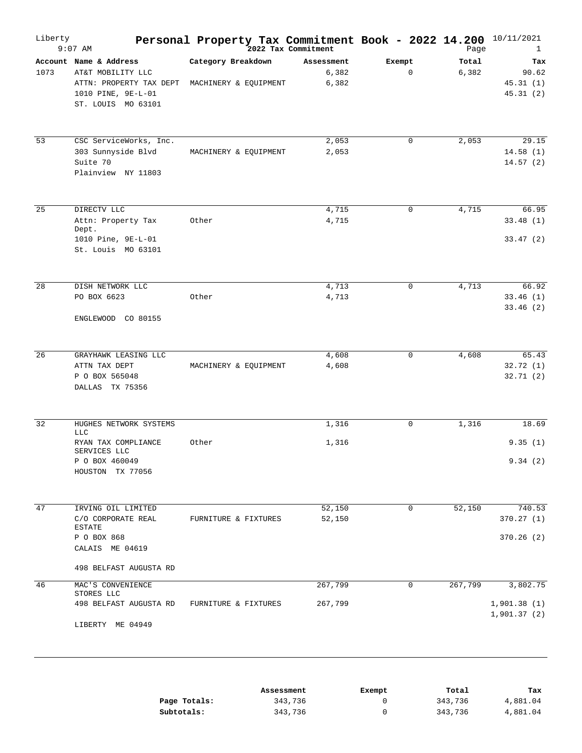# Personal Property Tax Commitment Book - 2022 14.200

Liberty 9:07 AM — 2022 Tax Commitment — 10/11/2021

| Account | Name & Address | Category Breakdown | Assessment | Exempt | Total | Tax |
|---|---|---|---|---|---|---|
| 1073 | AT&T MOBILITY LLC | | 6,382 | 0 | 6,382 | 90.62 |
| | ATTN: PROPERTY TAX DEPT | MACHINERY & EQUIPMENT | 6,382 | | | 45.31 (1) |
| | 1010 PINE, 9E-L-01 | | | | | 45.31 (2) |
| | ST. LOUIS MO 63101 | | | | | |
| 53 | CSC ServiceWorks, Inc. | | 2,053 | 0 | 2,053 | 29.15 |
| | 303 Sunnyside Blvd | MACHINERY & EQUIPMENT | 2,053 | | | 14.58 (1) |
| | Suite 70 | | | | | 14.57 (2) |
| | Plainview NY 11803 | | | | | |
| 25 | DIRECTV LLC | | 4,715 | 0 | 4,715 | 66.95 |
| | Attn: Property Tax Dept. | Other | 4,715 | | | 33.48 (1) |
| | 1010 Pine, 9E-L-01 | | | | | 33.47 (2) |
| | St. Louis MO 63101 | | | | | |
| 28 | DISH NETWORK LLC | | 4,713 | 0 | 4,713 | 66.92 |
| | PO BOX 6623 | Other | 4,713 | | | 33.46 (1) |
| | | | | | | 33.46 (2) |
| | ENGLEWOOD CO 80155 | | | | | |
| 26 | GRAYHAWK LEASING LLC | | 4,608 | 0 | 4,608 | 65.43 |
| | ATTN TAX DEPT | MACHINERY & EQUIPMENT | 4,608 | | | 32.72 (1) |
| | P O BOX 565048 | | | | | 32.71 (2) |
| | DALLAS TX 75356 | | | | | |
| 32 | HUGHES NETWORK SYSTEMS LLC | | 1,316 | 0 | 1,316 | 18.69 |
| | RYAN TAX COMPLIANCE SERVICES LLC | Other | 1,316 | | | 9.35 (1) |
| | P O BOX 460049 | | | | | 9.34 (2) |
| | HOUSTON TX 77056 | | | | | |
| 47 | IRVING OIL LIMITED | | 52,150 | 0 | 52,150 | 740.53 |
| | C/O CORPORATE REAL ESTATE | FURNITURE & FIXTURES | 52,150 | | | 370.27 (1) |
| | P O BOX 868 | | | | | 370.26 (2) |
| | CALAIS ME 04619 | | | | | |
| | 498 BELFAST AUGUSTA RD | | | | | |
| 46 | MAC'S CONVENIENCE STORES LLC | | 267,799 | 0 | 267,799 | 3,802.75 |
| | 498 BELFAST AUGUSTA RD | FURNITURE & FIXTURES | 267,799 | | | 1,901.38 (1) |
| | | | | | | 1,901.37 (2) |
| | LIBERTY ME 04949 | | | | | |

| | Assessment | Exempt | Total | Tax |
|---|---|---|---|---|
| **Page Totals:** | 343,736 | 0 | 343,736 | 4,881.04 |
| **Subtotals:** | 343,736 | 0 | 343,736 | 4,881.04 |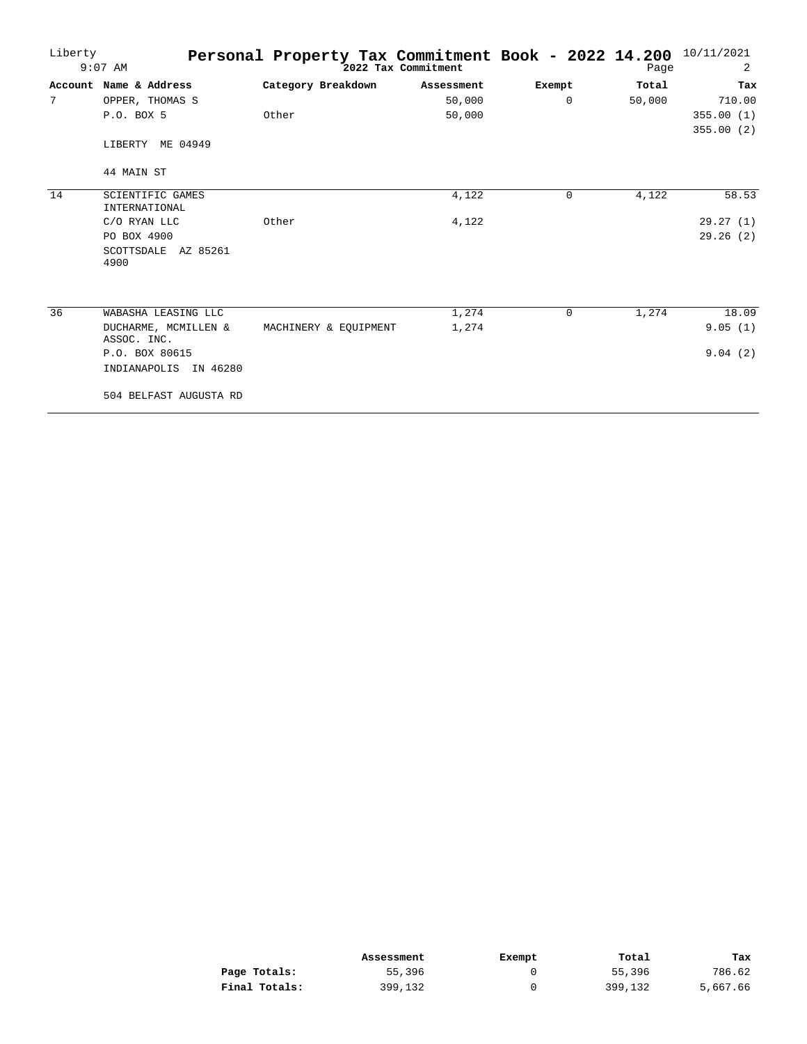# Personal Property Tax Commitment Book - 2022 14.200

Liberty
9:07 AM

2022 Tax Commitment

10/11/2021

| Account | Name & Address | Category Breakdown | Assessment | Exempt | Total | Tax |
|---|---|---|---|---|---|---|
| 7 | OPPER, THOMAS S | | 50,000 | 0 | 50,000 | 710.00 |
| | P.O. BOX 5 | Other | 50,000 | | | 355.00 (1) |
| | | | | | | 355.00 (2) |
| | LIBERTY ME 04949 | | | | | |
| | 44 MAIN ST | | | | | |
| 14 | SCIENTIFIC GAMES INTERNATIONAL | | 4,122 | 0 | 4,122 | 58.53 |
| | C/O RYAN LLC | Other | 4,122 | | | 29.27 (1) |
| | PO BOX 4900 | | | | | 29.26 (2) |
| | SCOTTSDALE AZ 85261 4900 | | | | | |
| 36 | WABASHA LEASING LLC | | 1,274 | 0 | 1,274 | 18.09 |
| | DUCHARME, MCMILLEN & ASSOC. INC. | MACHINERY & EQUIPMENT | 1,274 | | | 9.05 (1) |
| | P.O. BOX 80615 | | | | | 9.04 (2) |
| | INDIANAPOLIS IN 46280 | | | | | |
| | 504 BELFAST AUGUSTA RD | | | | | |

| | Assessment | Exempt | Total | Tax |
|---|---|---|---|---|
| **Page Totals:** | 55,396 | 0 | 55,396 | 786.62 |
| **Final Totals:** | 399,132 | 0 | 399,132 | 5,667.66 |